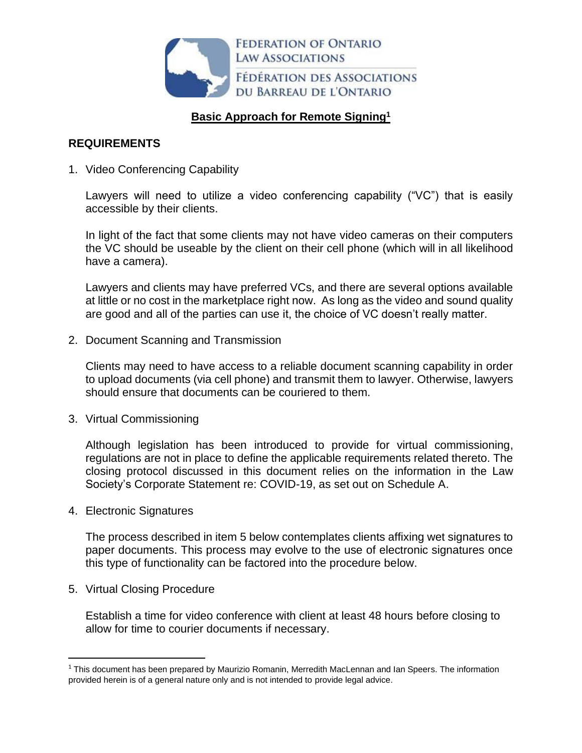FEDERATION OF ONTARIO LAW ASSOCIATIONS

FÉDÉRATION DES ASSOCIATIONS DU BARREAU DE L'ONTARIO

# Basic Approach for Remote Signing[1]

## REQUIREMENTS

1. Video Conferencing Capability

   Lawyers will need to utilize a video conferencing capability ("VC") that is easily accessible by their clients.

   In light of the fact that some clients may not have video cameras on their computers the VC should be useable by the client on their cell phone (which will in all likelihood have a camera).

   Lawyers and clients may have preferred VCs, and there are several options available at little or no cost in the marketplace right now. As long as the video and sound quality are good and all of the parties can use it, the choice of VC doesn't really matter.

2. Document Scanning and Transmission

   Clients may need to have access to a reliable document scanning capability in order to upload documents (via cell phone) and transmit them to lawyer. Otherwise, lawyers should ensure that documents can be couriered to them.

3. Virtual Commissioning

   Although legislation has been introduced to provide for virtual commissioning, regulations are not in place to define the applicable requirements related thereto. The closing protocol discussed in this document relies on the information in the Law Society's Corporate Statement re: COVID-19, as set out on Schedule A.

4. Electronic Signatures

   The process described in item 5 below contemplates clients affixing wet signatures to paper documents. This process may evolve to the use of electronic signatures once this type of functionality can be factored into the procedure below.

5. Virtual Closing Procedure

   Establish a time for video conference with client at least 48 hours before closing to allow for time to courier documents if necessary.

---

[1] This document has been prepared by Maurizio Romanin, Merredith MacLennan and Ian Speers. The information provided herein is of a general nature only and is not intended to provide legal advice.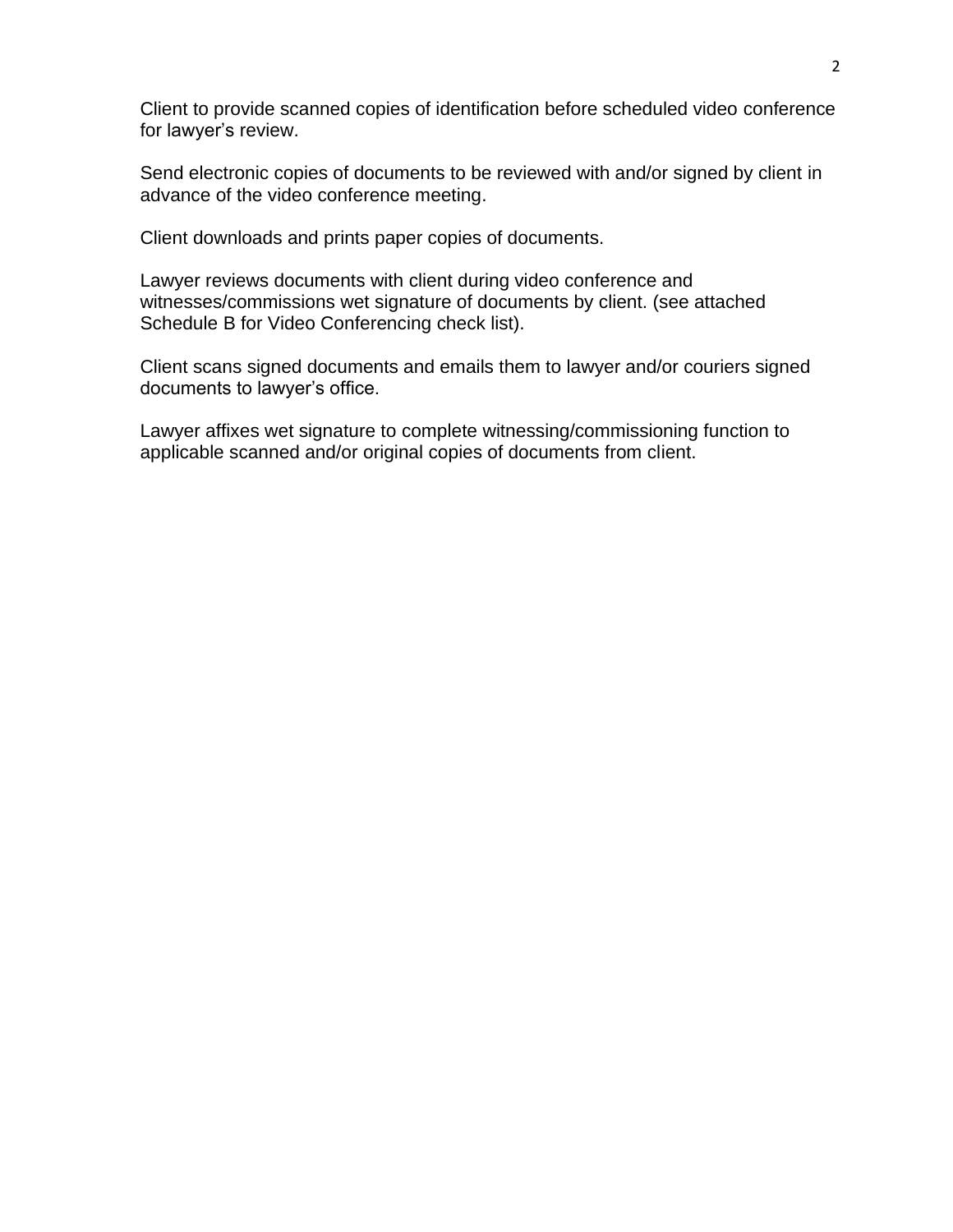Client to provide scanned copies of identification before scheduled video conference for lawyer's review.

Send electronic copies of documents to be reviewed with and/or signed by client in advance of the video conference meeting.

Client downloads and prints paper copies of documents.

Lawyer reviews documents with client during video conference and witnesses/commissions wet signature of documents by client. (see attached Schedule B for Video Conferencing check list).

Client scans signed documents and emails them to lawyer and/or couriers signed documents to lawyer's office.

Lawyer affixes wet signature to complete witnessing/commissioning function to applicable scanned and/or original copies of documents from client.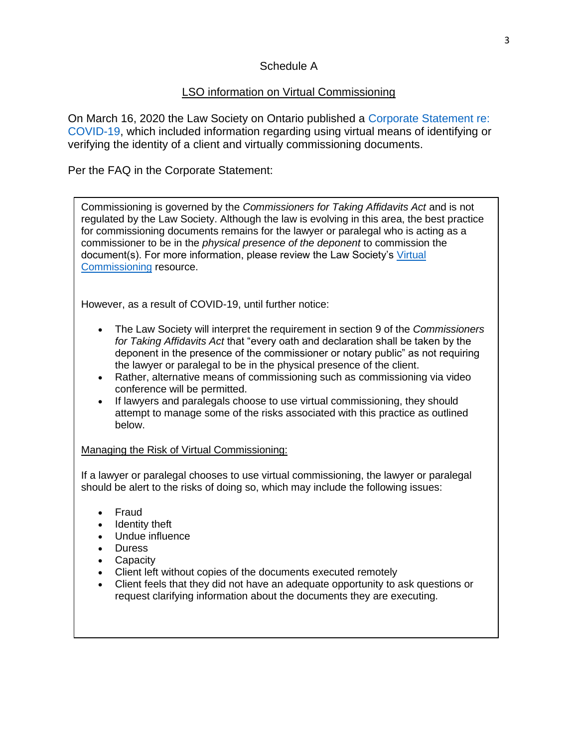Schedule A

LSO information on Virtual Commissioning

On March 16, 2020 the Law Society on Ontario published a Corporate Statement re: COVID-19, which included information regarding using virtual means of identifying or verifying the identity of a client and virtually commissioning documents.

Per the FAQ in the Corporate Statement:

> Commissioning is governed by the *Commissioners for Taking Affidavits Act* and is not regulated by the Law Society. Although the law is evolving in this area, the best practice for commissioning documents remains for the lawyer or paralegal who is acting as a commissioner to be in the *physical presence of the deponent* to commission the document(s). For more information, please review the Law Society's Virtual Commissioning resource.
>
> However, as a result of COVID-19, until further notice:
>
> - The Law Society will interpret the requirement in section 9 of the *Commissioners for Taking Affidavits Act* that "every oath and declaration shall be taken by the deponent in the presence of the commissioner or notary public" as not requiring the lawyer or paralegal to be in the physical presence of the client.
> - Rather, alternative means of commissioning such as commissioning via video conference will be permitted.
> - If lawyers and paralegals choose to use virtual commissioning, they should attempt to manage some of the risks associated with this practice as outlined below.
>
> Managing the Risk of Virtual Commissioning:
>
> If a lawyer or paralegal chooses to use virtual commissioning, the lawyer or paralegal should be alert to the risks of doing so, which may include the following issues:
>
> - Fraud
> - Identity theft
> - Undue influence
> - Duress
> - Capacity
> - Client left without copies of the documents executed remotely
> - Client feels that they did not have an adequate opportunity to ask questions or request clarifying information about the documents they are executing.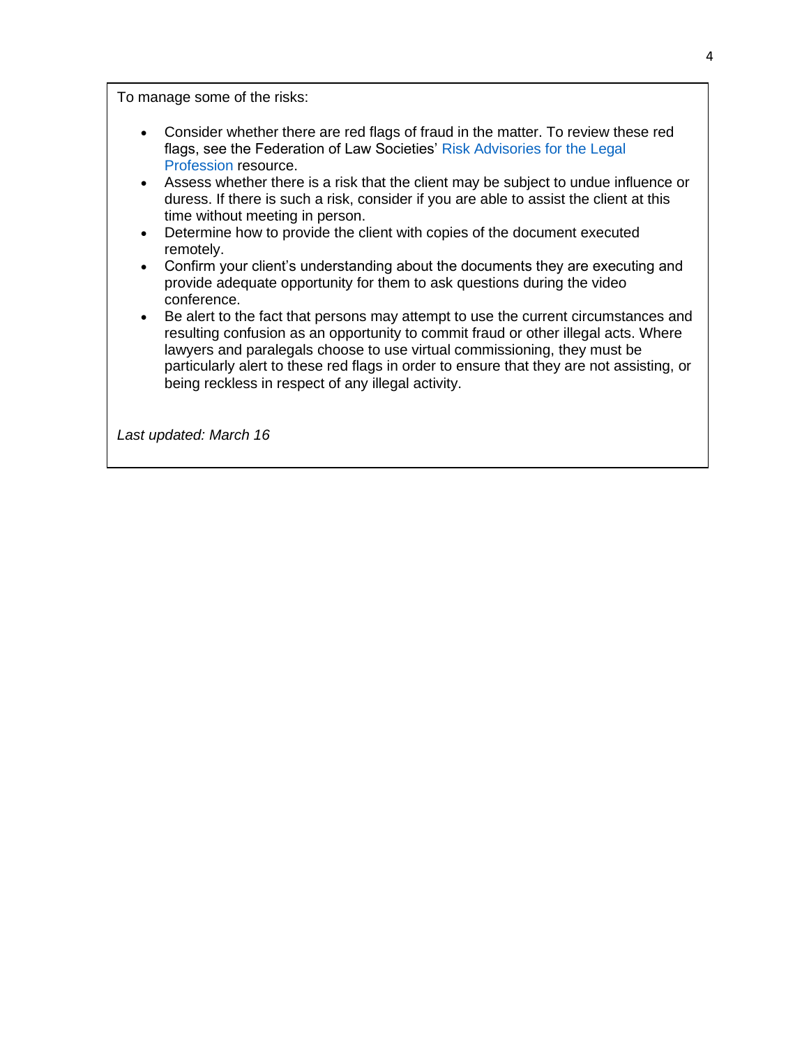To manage some of the risks:

- Consider whether there are red flags of fraud in the matter. To review these red flags, see the Federation of Law Societies' Risk Advisories for the Legal Profession resource.
- Assess whether there is a risk that the client may be subject to undue influence or duress. If there is such a risk, consider if you are able to assist the client at this time without meeting in person.
- Determine how to provide the client with copies of the document executed remotely.
- Confirm your client's understanding about the documents they are executing and provide adequate opportunity for them to ask questions during the video conference.
- Be alert to the fact that persons may attempt to use the current circumstances and resulting confusion as an opportunity to commit fraud or other illegal acts. Where lawyers and paralegals choose to use virtual commissioning, they must be particularly alert to these red flags in order to ensure that they are not assisting, or being reckless in respect of any illegal activity.

*Last updated: March 16*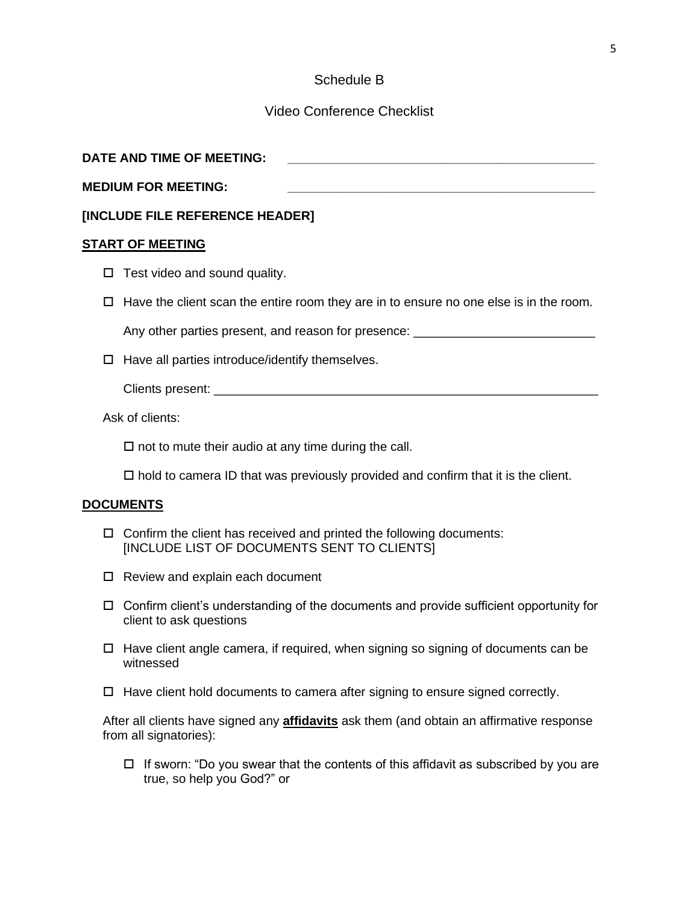Schedule B

Video Conference Checklist

**DATE AND TIME OF MEETING:** _____________________________________________

**MEDIUM FOR MEETING:** _____________________________________________

**[INCLUDE FILE REFERENCE HEADER]**

**<u>START OF MEETING</u>**

- ☐ Test video and sound quality.
- ☐ Have the client scan the entire room they are in to ensure no one else is in the room.

  Any other parties present, and reason for presence: __________________________

- ☐ Have all parties introduce/identify themselves.

  Clients present: ________________________________________________________

Ask of clients:

- ☐ not to mute their audio at any time during the call.
- ☐ hold to camera ID that was previously provided and confirm that it is the client.

**<u>DOCUMENTS</u>**

- ☐ Confirm the client has received and printed the following documents: [INCLUDE LIST OF DOCUMENTS SENT TO CLIENTS]
- ☐ Review and explain each document
- ☐ Confirm client's understanding of the documents and provide sufficient opportunity for client to ask questions
- ☐ Have client angle camera, if required, when signing so signing of documents can be witnessed
- ☐ Have client hold documents to camera after signing to ensure signed correctly.

After all clients have signed any **<u>affidavits</u>** ask them (and obtain an affirmative response from all signatories):

- ☐ If sworn: "Do you swear that the contents of this affidavit as subscribed by you are true, so help you God?" or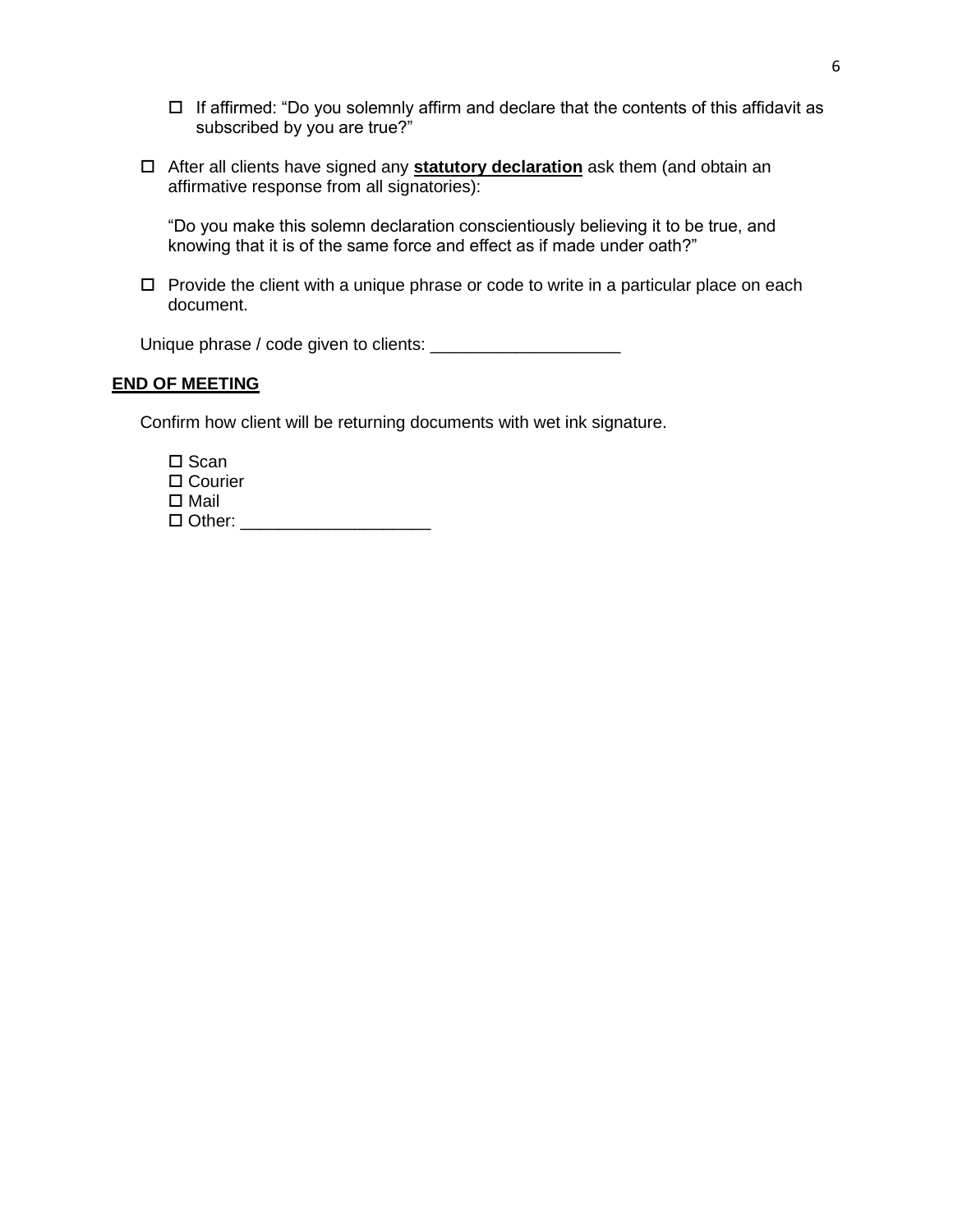- ☐ If affirmed: "Do you solemnly affirm and declare that the contents of this affidavit as subscribed by you are true?"

- ☐ After all clients have signed any **statutory declaration** ask them (and obtain an affirmative response from all signatories):

  "Do you make this solemn declaration conscientiously believing it to be true, and knowing that it is of the same force and effect as if made under oath?"

- ☐ Provide the client with a unique phrase or code to write in a particular place on each document.

Unique phrase / code given to clients: ____________________

**END OF MEETING**

Confirm how client will be returning documents with wet ink signature.

- ☐ Scan
- ☐ Courier
- ☐ Mail
- ☐ Other: ____________________